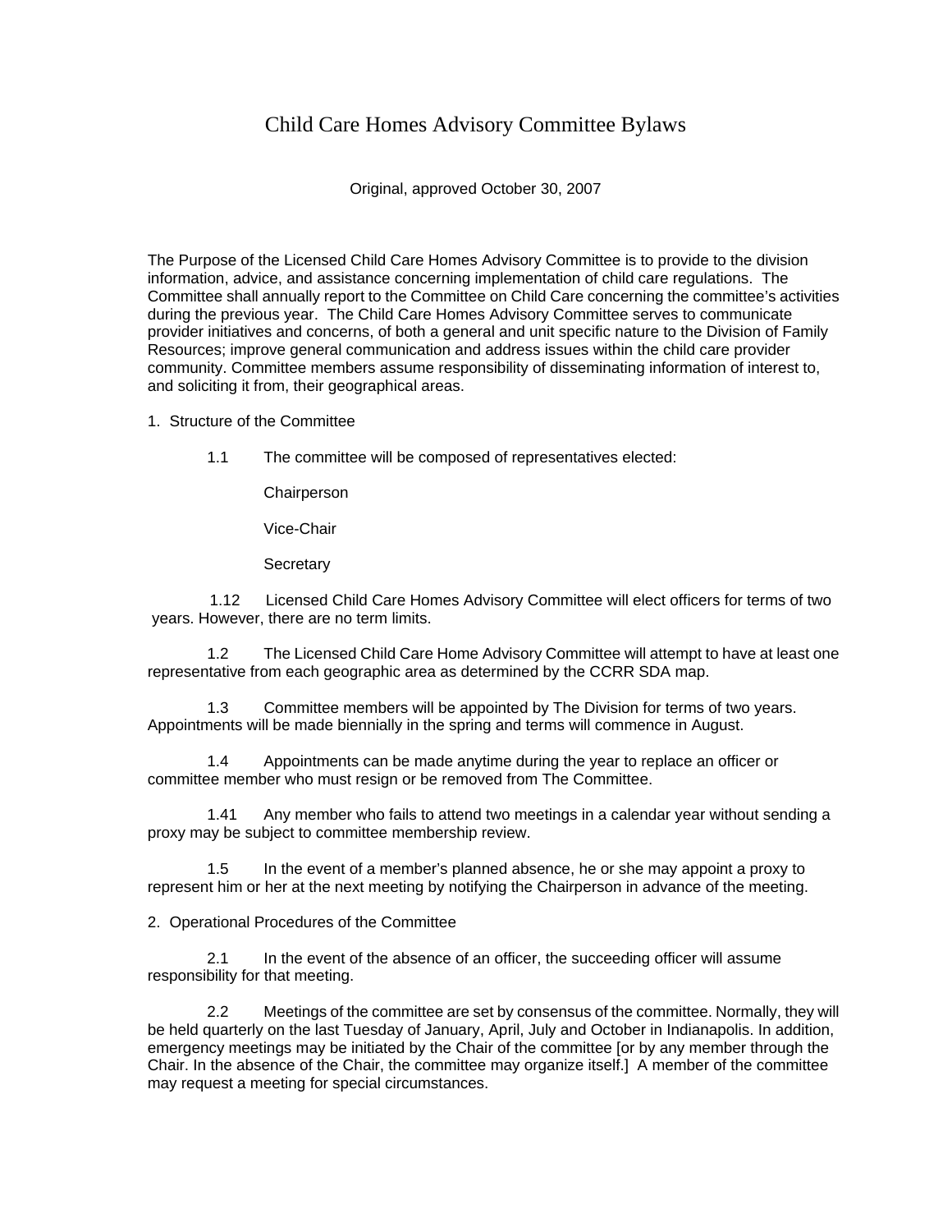# Child Care Homes Advisory Committee Bylaws

Original, approved October 30, 2007

The Purpose of the Licensed Child Care Homes Advisory Committee is to provide to the division information, advice, and assistance concerning implementation of child care regulations. The Committee shall annually report to the Committee on Child Care concerning the committee's activities during the previous year. The Child Care Homes Advisory Committee serves to communicate provider initiatives and concerns, of both a general and unit specific nature to the Division of Family Resources; improve general communication and address issues within the child care provider community. Committee members assume responsibility of disseminating information of interest to, and soliciting it from, their geographical areas.

1. Structure of the Committee

1.1 The committee will be composed of representatives elected:

Chairperson

Vice-Chair

Secretary

1.12 Licensed Child Care Homes Advisory Committee will elect officers for terms of two years. However, there are no term limits.

1.2 The Licensed Child Care Home Advisory Committee will attempt to have at least one representative from each geographic area as determined by the CCRR SDA map.

1.3 Committee members will be appointed by The Division for terms of two years. Appointments will be made biennially in the spring and terms will commence in August.

1.4 Appointments can be made anytime during the year to replace an officer or committee member who must resign or be removed from The Committee.

1.41 Any member who fails to attend two meetings in a calendar year without sending a proxy may be subject to committee membership review.

1.5 In the event of a member's planned absence, he or she may appoint a proxy to represent him or her at the next meeting by notifying the Chairperson in advance of the meeting.

2. Operational Procedures of the Committee

2.1 In the event of the absence of an officer, the succeeding officer will assume responsibility for that meeting.

2.2 Meetings of the committee are set by consensus of the committee. Normally, they will be held quarterly on the last Tuesday of January, April, July and October in Indianapolis. In addition, emergency meetings may be initiated by the Chair of the committee [or by any member through the Chair. In the absence of the Chair, the committee may organize itself.] A member of the committee may request a meeting for special circumstances.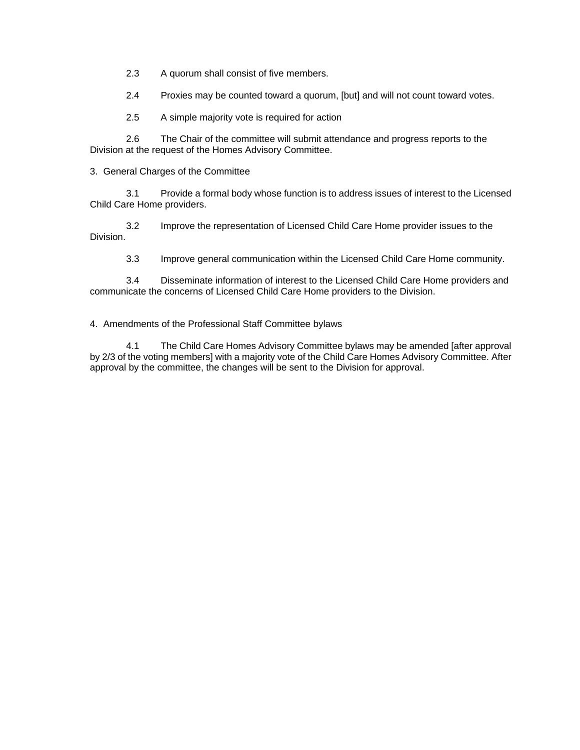2.3 A quorum shall consist of five members.

2.4 Proxies may be counted toward a quorum, [but] and will not count toward votes.

2.5 A simple majority vote is required for action

2.6 The Chair of the committee will submit attendance and progress reports to the Division at the request of the Homes Advisory Committee.

3. General Charges of the Committee

3.1 Provide a formal body whose function is to address issues of interest to the Licensed Child Care Home providers.

3.2 Improve the representation of Licensed Child Care Home provider issues to the Division.

3.3 Improve general communication within the Licensed Child Care Home community.

3.4 Disseminate information of interest to the Licensed Child Care Home providers and communicate the concerns of Licensed Child Care Home providers to the Division.

4. Amendments of the Professional Staff Committee bylaws

4.1 The Child Care Homes Advisory Committee bylaws may be amended [after approval by 2/3 of the voting members] with a majority vote of the Child Care Homes Advisory Committee. After approval by the committee, the changes will be sent to the Division for approval.